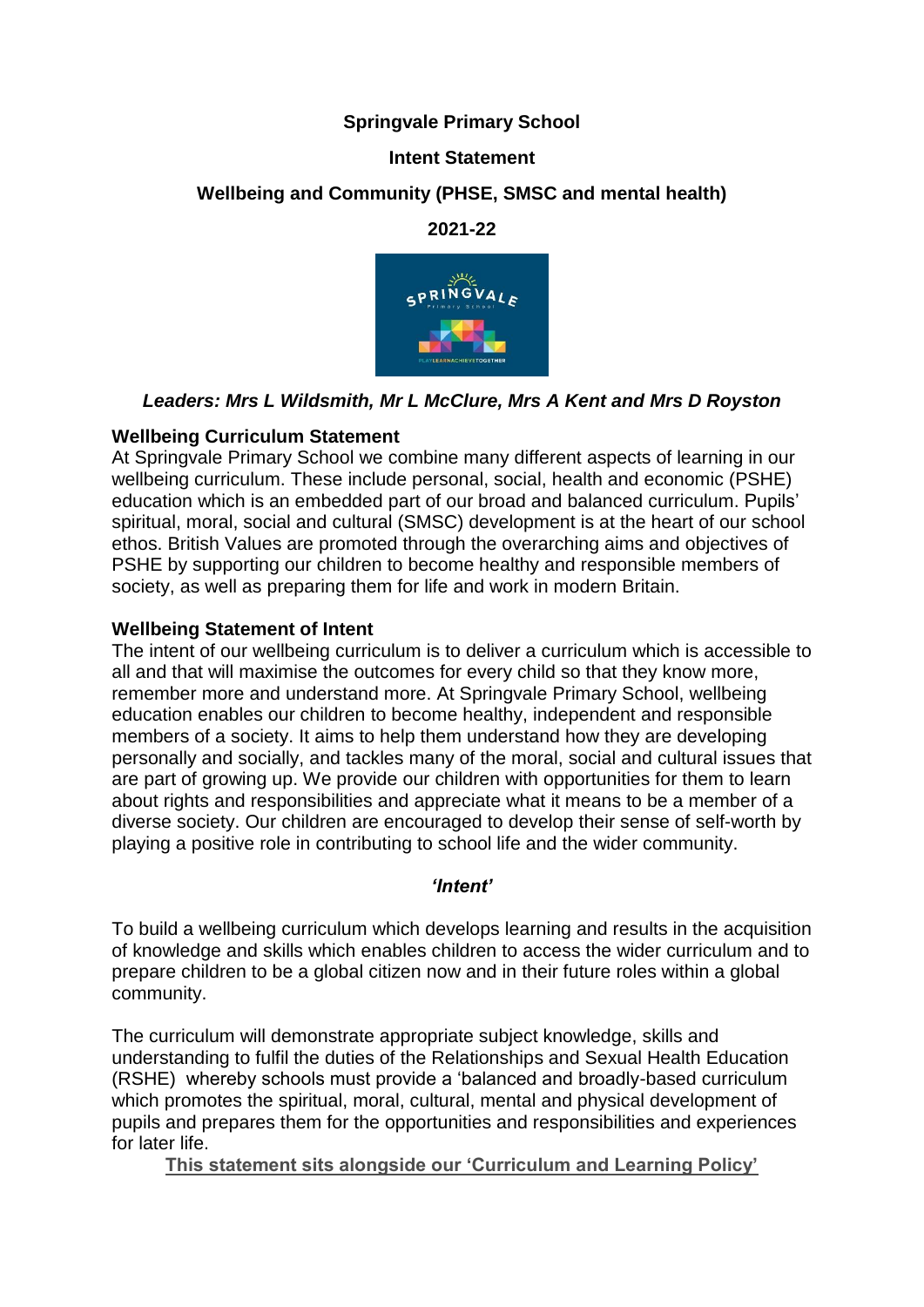# Springvale Primary School

## Intent Statement

## Wellbeing and Community (PHSE, SMSC and mental health)

## 2021-22

***Leaders: Mrs L Wildsmith, Mr L McClure, Mrs A Kent and Mrs D Royston***

**Wellbeing Curriculum Statement**

At Springvale Primary School we combine many different aspects of learning in our wellbeing curriculum. These include personal, social, health and economic (PSHE) education which is an embedded part of our broad and balanced curriculum. Pupils' spiritual, moral, social and cultural (SMSC) development is at the heart of our school ethos. British Values are promoted through the overarching aims and objectives of PSHE by supporting our children to become healthy and responsible members of society, as well as preparing them for life and work in modern Britain.

**Wellbeing Statement of Intent**

The intent of our wellbeing curriculum is to deliver a curriculum which is accessible to all and that will maximise the outcomes for every child so that they know more, remember more and understand more. At Springvale Primary School, wellbeing education enables our children to become healthy, independent and responsible members of a society. It aims to help them understand how they are developing personally and socially, and tackles many of the moral, social and cultural issues that are part of growing up. We provide our children with opportunities for them to learn about rights and responsibilities and appreciate what it means to be a member of a diverse society. Our children are encouraged to develop their sense of self-worth by playing a positive role in contributing to school life and the wider community.

***'Intent'***

To build a wellbeing curriculum which develops learning and results in the acquisition of knowledge and skills which enables children to access the wider curriculum and to prepare children to be a global citizen now and in their future roles within a global community.

The curriculum will demonstrate appropriate subject knowledge, skills and understanding to fulfil the duties of the Relationships and Sexual Health Education (RSHE) whereby schools must provide a 'balanced and broadly-based curriculum which promotes the spiritual, moral, cultural, mental and physical development of pupils and prepares them for the opportunities and responsibilities and experiences for later life.

**This statement sits alongside our 'Curriculum and Learning Policy'**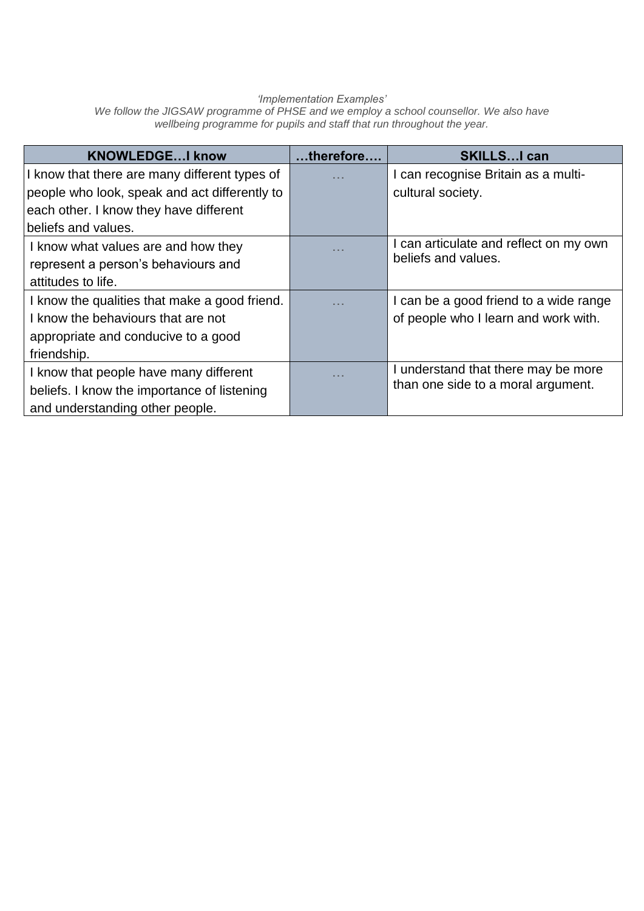*'Implementation Examples'*
*We follow the JIGSAW programme of PHSE and we employ a school counsellor. We also have wellbeing programme for pupils and staff that run throughout the year.*

| KNOWLEDGE…I know | …therefore…. | SKILLS…I can |
|---|---|---|
| I know that there are many different types of people who look, speak and act differently to each other. I know they have different beliefs and values. | … | I can recognise Britain as a multi-cultural society. |
| I know what values are and how they represent a person's behaviours and attitudes to life. | … | I can articulate and reflect on my own beliefs and values. |
| I know the qualities that make a good friend. I know the behaviours that are not appropriate and conducive to a good friendship. | … | I can be a good friend to a wide range of people who I learn and work with. |
| I know that people have many different beliefs. I know the importance of listening and understanding other people. | … | I understand that there may be more than one side to a moral argument. |